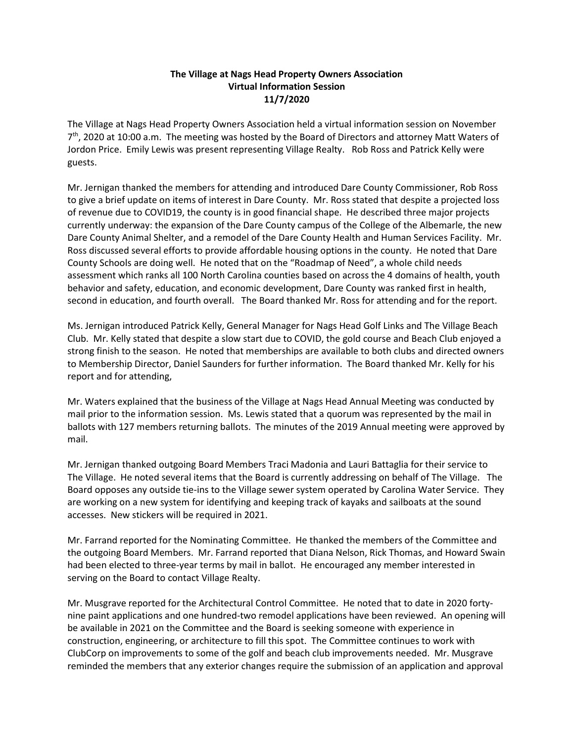**The Village at Nags Head Property Owners Association**
**Virtual Information Session**
**11/7/2020**

The Village at Nags Head Property Owners Association held a virtual information session on November 7th, 2020 at 10:00 a.m. The meeting was hosted by the Board of Directors and attorney Matt Waters of Jordon Price. Emily Lewis was present representing Village Realty. Rob Ross and Patrick Kelly were guests.

Mr. Jernigan thanked the members for attending and introduced Dare County Commissioner, Rob Ross to give a brief update on items of interest in Dare County. Mr. Ross stated that despite a projected loss of revenue due to COVID19, the county is in good financial shape. He described three major projects currently underway: the expansion of the Dare County campus of the College of the Albemarle, the new Dare County Animal Shelter, and a remodel of the Dare County Health and Human Services Facility. Mr. Ross discussed several efforts to provide affordable housing options in the county. He noted that Dare County Schools are doing well. He noted that on the "Roadmap of Need", a whole child needs assessment which ranks all 100 North Carolina counties based on across the 4 domains of health, youth behavior and safety, education, and economic development, Dare County was ranked first in health, second in education, and fourth overall. The Board thanked Mr. Ross for attending and for the report.

Ms. Jernigan introduced Patrick Kelly, General Manager for Nags Head Golf Links and The Village Beach Club. Mr. Kelly stated that despite a slow start due to COVID, the gold course and Beach Club enjoyed a strong finish to the season. He noted that memberships are available to both clubs and directed owners to Membership Director, Daniel Saunders for further information. The Board thanked Mr. Kelly for his report and for attending,

Mr. Waters explained that the business of the Village at Nags Head Annual Meeting was conducted by mail prior to the information session. Ms. Lewis stated that a quorum was represented by the mail in ballots with 127 members returning ballots. The minutes of the 2019 Annual meeting were approved by mail.

Mr. Jernigan thanked outgoing Board Members Traci Madonia and Lauri Battaglia for their service to The Village. He noted several items that the Board is currently addressing on behalf of The Village. The Board opposes any outside tie-ins to the Village sewer system operated by Carolina Water Service. They are working on a new system for identifying and keeping track of kayaks and sailboats at the sound accesses. New stickers will be required in 2021.

Mr. Farrand reported for the Nominating Committee. He thanked the members of the Committee and the outgoing Board Members. Mr. Farrand reported that Diana Nelson, Rick Thomas, and Howard Swain had been elected to three-year terms by mail in ballot. He encouraged any member interested in serving on the Board to contact Village Realty.

Mr. Musgrave reported for the Architectural Control Committee. He noted that to date in 2020 forty-nine paint applications and one hundred-two remodel applications have been reviewed. An opening will be available in 2021 on the Committee and the Board is seeking someone with experience in construction, engineering, or architecture to fill this spot. The Committee continues to work with ClubCorp on improvements to some of the golf and beach club improvements needed. Mr. Musgrave reminded the members that any exterior changes require the submission of an application and approval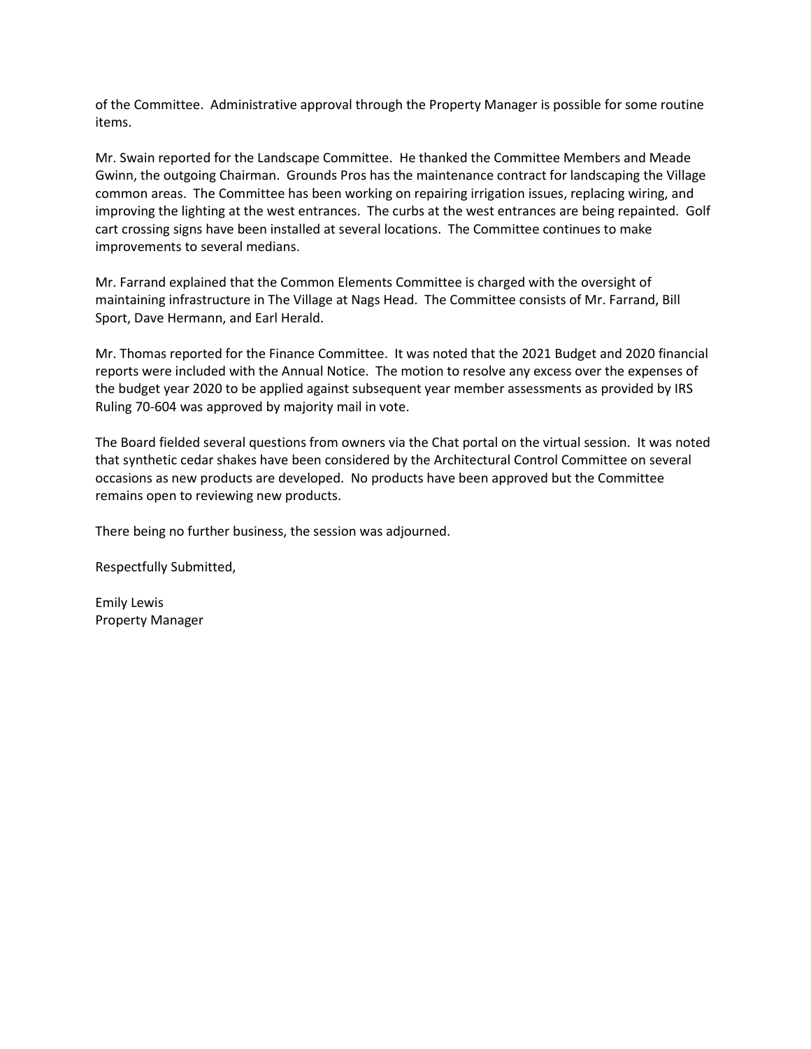of the Committee. Administrative approval through the Property Manager is possible for some routine items.

Mr. Swain reported for the Landscape Committee. He thanked the Committee Members and Meade Gwinn, the outgoing Chairman. Grounds Pros has the maintenance contract for landscaping the Village common areas. The Committee has been working on repairing irrigation issues, replacing wiring, and improving the lighting at the west entrances. The curbs at the west entrances are being repainted. Golf cart crossing signs have been installed at several locations. The Committee continues to make improvements to several medians.

Mr. Farrand explained that the Common Elements Committee is charged with the oversight of maintaining infrastructure in The Village at Nags Head. The Committee consists of Mr. Farrand, Bill Sport, Dave Hermann, and Earl Herald.

Mr. Thomas reported for the Finance Committee. It was noted that the 2021 Budget and 2020 financial reports were included with the Annual Notice. The motion to resolve any excess over the expenses of the budget year 2020 to be applied against subsequent year member assessments as provided by IRS Ruling 70-604 was approved by majority mail in vote.

The Board fielded several questions from owners via the Chat portal on the virtual session. It was noted that synthetic cedar shakes have been considered by the Architectural Control Committee on several occasions as new products are developed. No products have been approved but the Committee remains open to reviewing new products.

There being no further business, the session was adjourned.

Respectfully Submitted,

Emily Lewis
Property Manager